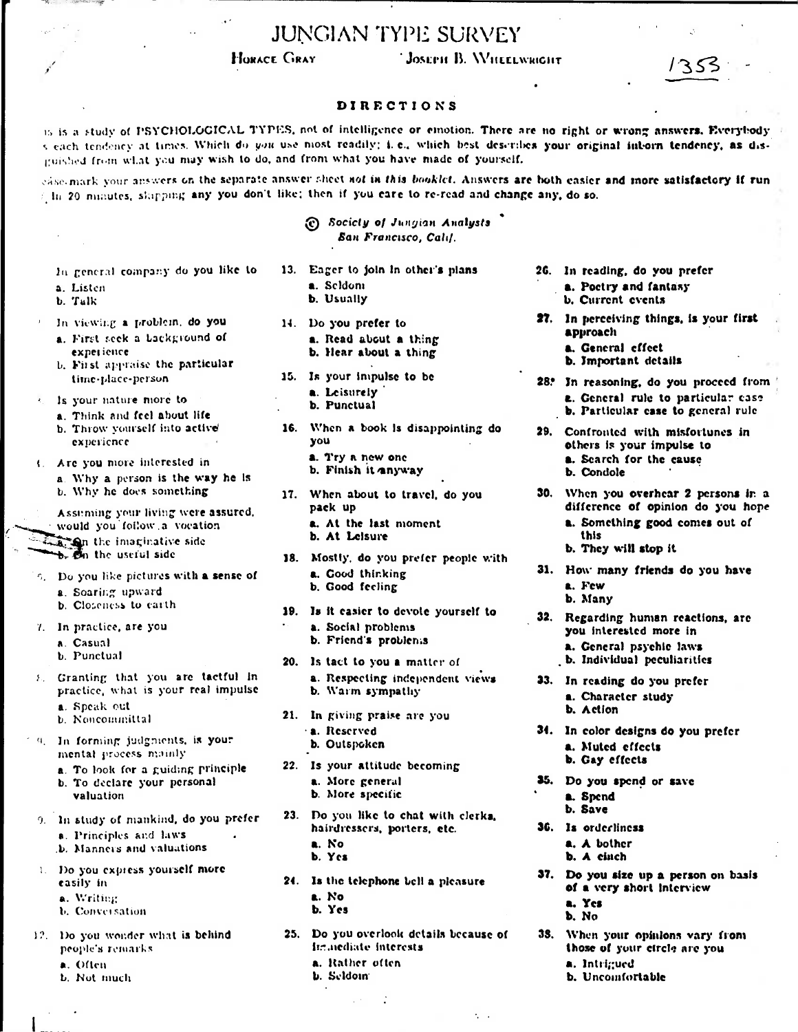# JUNGIAN TYPE SURVEY

**Horace Gray** — **Joseph B. Wheelwright**

1353

## DIRECTIONS

This is a study of PSYCHOLOGICAL TYPES, not of intelligence or emotion. There are no right or wrong answers. Everybody uses each tendency at times. Which do *you* use most readily; i. e., which best describes your original inborn tendency, as distinguished from what you may wish to do, and from what you have made of yourself.

Please mark your answers on the separate answer sheet *not in this booklet*. Answers are both easier and more satisfactory if run through in 20 minutes, skipping any you don't like; then if you care to re-read and change any, do so.

© *Society of Jungian Analysts*
*San Francisco, Calif.*

1. In general company do you like to
   - a. Listen
   - b. Talk
2. In viewing a problem, do you
   - a. First seek a background of experience
   - b. First appraise the particular time-place-person
3. Is your nature more to
   - a. Think and feel about life
   - b. Throw yourself into active experience
4. Are you more interested in
   - a. Why a person is the way he is
   - b. Why he does something
5. Assuming your living were assured, would you follow a vocation
   - a. On the imaginative side
   - b. On the useful side
6. Do you like pictures with a sense of
   - a. Soaring upward
   - b. Closeness to earth
7. In practice, are you
   - a. Casual
   - b. Punctual
8. Granting that you are tactful in practice, what is your real impulse
   - a. Speak out
   - b. Noncommittal
9. In forming judgments, is your mental process mainly
   - a. To look for a guiding principle
   - b. To declare your personal valuation
10. In study of mankind, do you prefer
    - a. Principles and laws
    - b. Manners and valuations
11. Do you express yourself more easily in
    - a. Writing
    - b. Conversation
12. Do you wonder what is behind people's remarks
    - a. Often
    - b. Not much
13. **Eager to join in other's plans**
    - **a. Seldom**
    - **b. Usually**
14. **Do you prefer to**
    - **a. Read about a thing**
    - **b. Hear about a thing**
15. **Is your impulse to be**
    - **a. Leisurely**
    - **b. Punctual**
16. **When a book is disappointing do you**
    - **a. Try a new one**
    - **b. Finish it anyway**
17. **When about to travel, do you pack up**
    - **a. At the last moment**
    - **b. At Leisure**
18. **Mostly, do you prefer people with**
    - **a. Good thinking**
    - **b. Good feeling**
19. **Is it easier to devote yourself to**
    - **a. Social problems**
    - **b. Friend's problems**
20. **Is tact to you a matter of**
    - **a. Respecting independent views**
    - **b. Warm sympathy**
21. **In giving praise are you**
    - **a. Reserved**
    - **b. Outspoken**
22. **Is your attitude becoming**
    - **a. More general**
    - **b. More specific**
23. **Do you like to chat with clerks, hairdressers, porters, etc.**
    - **a. No**
    - **b. Yes**
24. **Is the telephone bell a pleasure**
    - **a. No**
    - **b. Yes**
25. **Do you overlook details because of immediate interests**
    - **a. Rather often**
    - **b. Seldom**
26. **In reading, do you prefer**
    - **a. Poetry and fantasy**
    - **b. Current events**
27. **In perceiving things, is your first approach**
    - **a. General effect**
    - **b. Important details**
28. **In reasoning, do you proceed from**
    - **a. General rule to particular case**
    - **b. Particular case to general rule**
29. **Confronted with misfortunes in others is your impulse to**
    - **a. Search for the cause**
    - **b. Condole**
30. **When you overhear 2 persons in a difference of opinion do you hope**
    - **a. Something good comes out of this**
    - **b. They will stop it**
31. **How many friends do you have**
    - **a. Few**
    - **b. Many**
32. **Regarding human reactions, are you interested more in**
    - **a. General psychic laws**
    - **b. Individual peculiarities**
33. **In reading do you prefer**
    - **a. Character study**
    - **b. Action**
34. **In color designs do you prefer**
    - **a. Muted effects**
    - **b. Gay effects**
35. **Do you spend or save**
    - **a. Spend**
    - **b. Save**
36. **Is orderliness**
    - **a. A bother**
    - **b. A cinch**
37. **Do you size up a person on basis of a very short interview**
    - **a. Yes**
    - **b. No**
38. **When your opinions vary from those of your circle are you**
    - **a. Intrigued**
    - **b. Uncomfortable**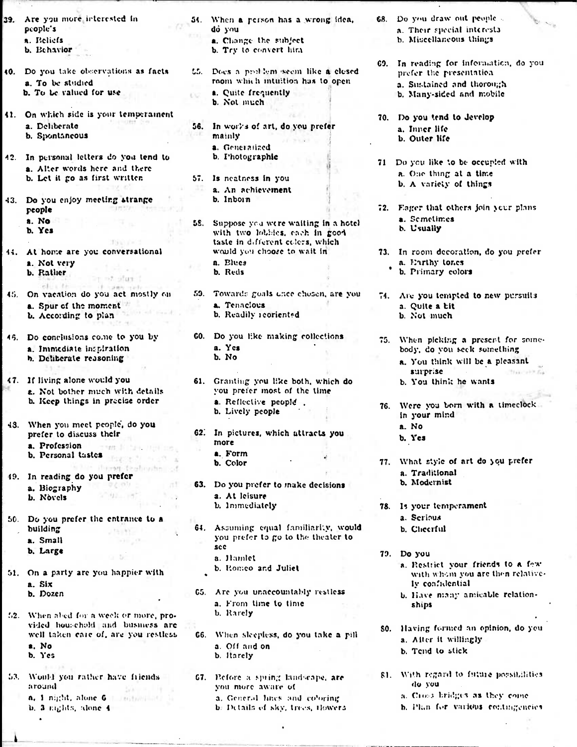39. Are you more interested in people's
 a. Beliefs
 b. Behavior

40. Do you take observations as facts
 a. To be studied
 b. To be valued for use

41. On which side is your temperament
 a. Deliberate
 b. Spontaneous

42. In personal letters do you tend to
 a. Alter words here and there
 b. Let it go as first written

43. Do you enjoy meeting strange people
 a. No
 b. Yes

44. At home are you conversational
 a. Not very
 b. Rather

45. On vacation do you act mostly on
 a. Spur of the moment
 b. According to plan

46. Do conclusions come to you by
 a. Immediate inspiration
 b. Deliberate reasoning

47. If living alone would you
 a. Not bother much with details
 b. Keep things in precise order

48. When you meet people, do you prefer to discuss their
 a. Profession
 b. Personal tastes

49. In reading do you prefer
 a. Biography
 b. Novels

50. Do you prefer the entrance to a building
 a. Small
 b. Large

51. On a party are you happier with
 a. Six
 b. Dozen

52. When abed for a week or more, provided household and business are well taken care of, are you restless
 a. No
 b. Yes

53. Would you rather have friends around
 a. 1 night, alone 6
 b. 3 nights, alone 4

54. When a person has a wrong idea, do you
 a. Change the subject
 b. Try to convert him

55. Does a problem seem like a closed room which intuition has to open
 a. Quite frequently
 b. Not much

56. In works of art, do you prefer mainly
 a. Generalized
 b. Photographic

57. Is neatness in you
 a. An achievement
 b. Inborn

58. Suppose you were waiting in a hotel with two lobbies, each in good taste in different colors, which would you choose to wait in
 a. Blues
 b. Reds

59. Towards goals once chosen, are you
 a. Tenacious
 b. Readily reoriented

60. Do you like making collections
 a. Yes
 b. No

61. Granting you like both, which do you prefer most of the time
 a. Reflective people
 b. Lively people

62. In pictures, which attracts you more
 a. Form
 b. Color

63. Do you prefer to make decisions
 a. At leisure
 b. Immediately

64. Assuming equal familiarity, would you prefer to go to the theater to see
 a. Hamlet
 b. Romeo and Juliet

65. Are you unaccountably restless
 a. From time to time
 b. Rarely

66. When sleepless, do you take a pill
 a. Off and on
 b. Rarely

67. Before a spring landscape, are you more aware of
 a. General lines and coloring
 b. Details of sky, trees, flowers

68. Do you draw out people
 a. Their special interests
 b. Miscellaneous things

69. In reading for information, do you prefer the presentation
 a. Sustained and thorough
 b. Many-sided and mobile

70. Do you tend to develop
 a. Inner life
 b. Outer life

71. Do you like to be occupied with
 a. One thing at a time
 b. A variety of things

72. Eager that others join your plans
 a. Sometimes
 b. Usually

73. In room decoration, do you prefer
 a. Earthy tones
 b. Primary colors

74. Are you tempted to new pursuits
 a. Quite a bit
 b. Not much

75. When picking a present for somebody, do you seek something
 a. You think will be a pleasant surprise
 b. You think he wants

76. Were you born with a timeclock in your mind
 a. No
 b. Yes

77. What style of art do you prefer
 a. Traditional
 b. Modernist

78. Is your temperament
 a. Serious
 b. Cheerful

79. Do you
 a. Restrict your friends to a few with whom you are then relatively confidential
 b. Have many amicable relationships

80. Having formed an opinion, do you
 a. Alter it willingly
 b. Tend to stick

81. With regard to future possibilities do you
 a. Cross bridges as they come
 b. Plan for various contingencies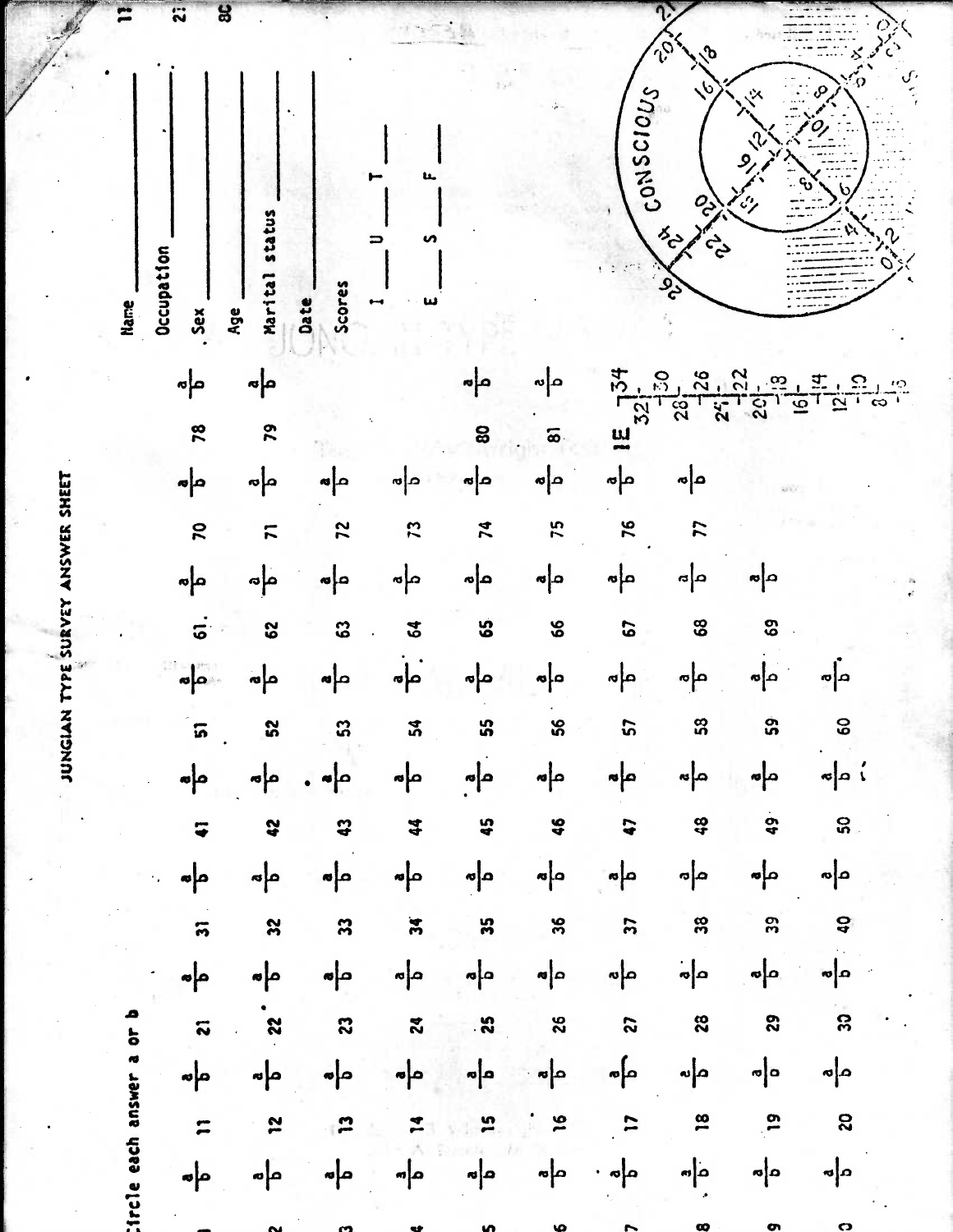# JUNGIAN TYPE SURVEY ANSWER SHEET

Circle each answer a or b

| | | | | | | | | |
|---|---|---|---|---|---|---|---|---|
| 1 a/b | 11 a/b | 21 a/b | 31 a/b | 41 a/b | 51 a/b | 61 a/b | 70 a/b | 78 a/b |
| 2 a/b | 12 a/b | 22 a/b | 32 a/b | 42 a/b | 52 a/b | 62 a/b | 71 a/b | 79 a/b |
| 3 a/b | 13 a/b | 23 a/b | 33 a/b | 43 a/b | 53 a/b | 63 a/b | 72 a/b | |
| 4 a/b | 14 a/b | 24 a/b | 34 a/b | 44 a/b | 54 a/b | 64 a/b | 73 a/b | |
| 5 a/b | 15 a/b | 25 a/b | 35 a/b | 45 a/b | 55 a/b | 65 a/b | 74 a/b | 80 a/b |
| 6 a/b | 16 a/b | 26 a/b | 36 a/b | 46 a/b | 56 a/b | 66 a/b | 75 a/b | 81 a/b |
| 7 a/b | 17 a/b | 27 a/b | 37 a/b | 47 a/b | 57 a/b | 67 a/b | 76 a/b | |
| 8 a/b | 18 a/b | 28 a/b | 38 a/b | 48 a/b | 58 a/b | 68 a/b | 77 a/b | |
| 9 a/b | 19 a/b | 29 a/b | 39 a/b | 49 a/b | 59 a/b | 69 a/b | | |
| 10 a/b | 20 a/b | 30 a/b | 40 a/b | 50 a/b | 60 a/b | | | |

IE

34 32 30 28 26 24 22 20 18 16 14 12 10 8 6

Name ______________

Occupation ______________

Sex ______________

Age ______________

Marital status ______________

Date ______________

Scores

I ____ U ____ T ____

E ____ S ____ F ____

CONSCIOUS

26 24 22 20 18 16 14 12 10 8 6 4 2 0

2 4 6 8 10 12 14 16 18 20